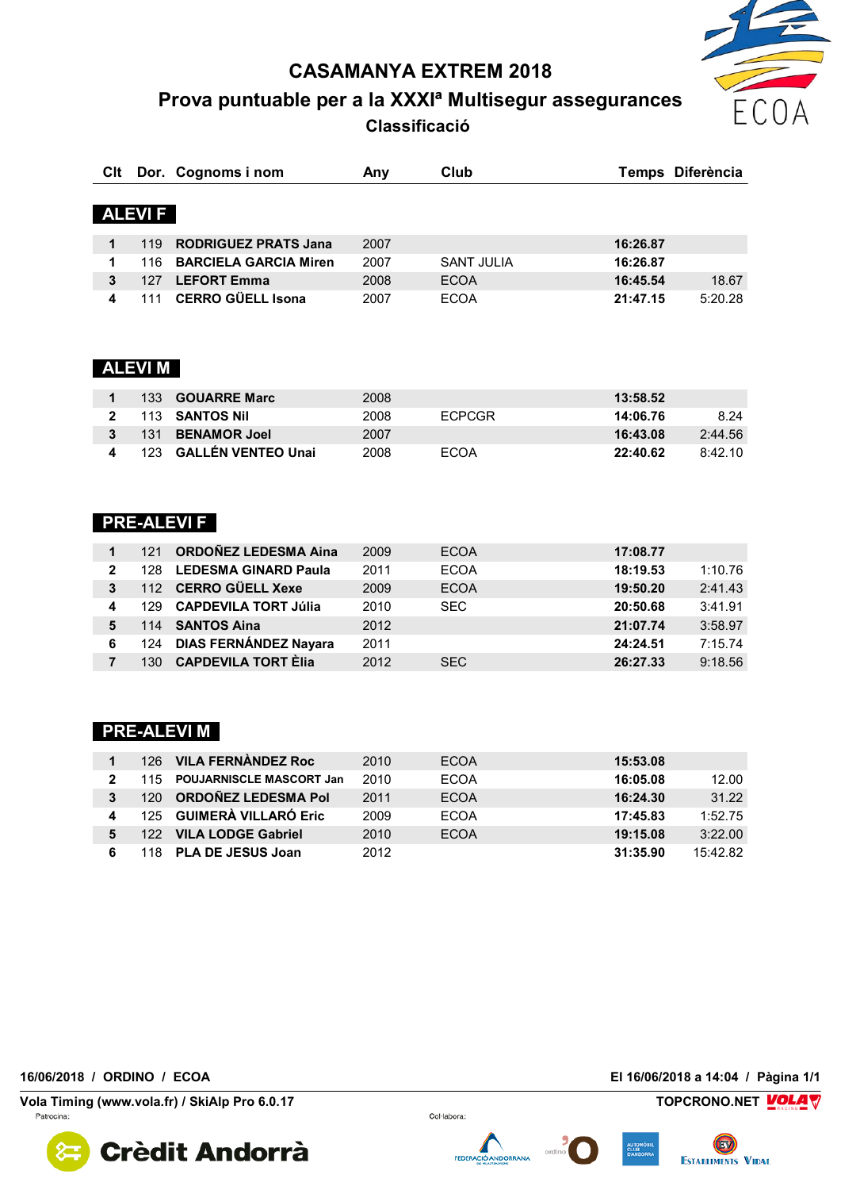# CASAMANYA EXTREM 2018

## Prova puntuable per a la XXXIª Multisegur assegurances

### Classificació

| Clt | Dor. | Cognoms i nom | Any | Club | Temps | Diferència |
|---|---|---|---|---|---|---|
| **ALEVI F** | | | | | | |
| 1 | 119 | **RODRIGUEZ PRATS Jana** | 2007 | | **16:26.87** | |
| 1 | 116 | **BARCIELA GARCIA Miren** | 2007 | SANT JULIA | **16:26.87** | |
| 3 | 127 | **LEFORT Emma** | 2008 | ECOA | **16:45.54** | 18.67 |
| 4 | 111 | **CERRO GÜELL Isona** | 2007 | ECOA | **21:47.15** | 5:20.28 |
| **ALEVI M** | | | | | | |
| 1 | 133 | **GOUARRE Marc** | 2008 | | **13:58.52** | |
| 2 | 113 | **SANTOS Nil** | 2008 | ECPCGR | **14:06.76** | 8.24 |
| 3 | 131 | **BENAMOR Joel** | 2007 | | **16:43.08** | 2:44.56 |
| 4 | 123 | **GALLÉN VENTEO Unai** | 2008 | ECOA | **22:40.62** | 8:42.10 |
| **PRE-ALEVI F** | | | | | | |
| 1 | 121 | **ORDOÑEZ LEDESMA Aina** | 2009 | ECOA | **17:08.77** | |
| 2 | 128 | **LEDESMA GINARD Paula** | 2011 | ECOA | **18:19.53** | 1:10.76 |
| 3 | 112 | **CERRO GÜELL Xexe** | 2009 | ECOA | **19:50.20** | 2:41.43 |
| 4 | 129 | **CAPDEVILA TORT Júlia** | 2010 | SEC | **20:50.68** | 3:41.91 |
| 5 | 114 | **SANTOS Aina** | 2012 | | **21:07.74** | 3:58.97 |
| 6 | 124 | **DIAS FERNÁNDEZ Nayara** | 2011 | | **24:24.51** | 7:15.74 |
| 7 | 130 | **CAPDEVILA TORT Èlia** | 2012 | SEC | **26:27.33** | 9:18.56 |
| **PRE-ALEVI M** | | | | | | |
| 1 | 126 | **VILA FERNÀNDEZ Roc** | 2010 | ECOA | **15:53.08** | |
| 2 | 115 | **POUJARNISCLE MASCORT Jan** | 2010 | ECOA | **16:05.08** | 12.00 |
| 3 | 120 | **ORDOÑEZ LEDESMA Pol** | 2011 | ECOA | **16:24.30** | 31.22 |
| 4 | 125 | **GUIMERÀ VILLARÓ Eric** | 2009 | ECOA | **17:45.83** | 1:52.75 |
| 5 | 122 | **VILA LODGE Gabriel** | 2010 | ECOA | **19:15.08** | 3:22.00 |
| 6 | 118 | **PLA DE JESUS Joan** | 2012 | | **31:35.90** | 15:42.82 |

**16/06/2018 / ORDINO / ECOA** — **El 16/06/2018 a 14:04**

**Vola Timing (www.vola.fr) / SkiAlp Pro 6.0.17** — **TOPCRONO.NET**

Patrocina: Crèdit Andorrà

Col·labora: Federació Andorrana de Muntanyisme, Ordino, Automòbil Club d'Andorra, Establiments Vidal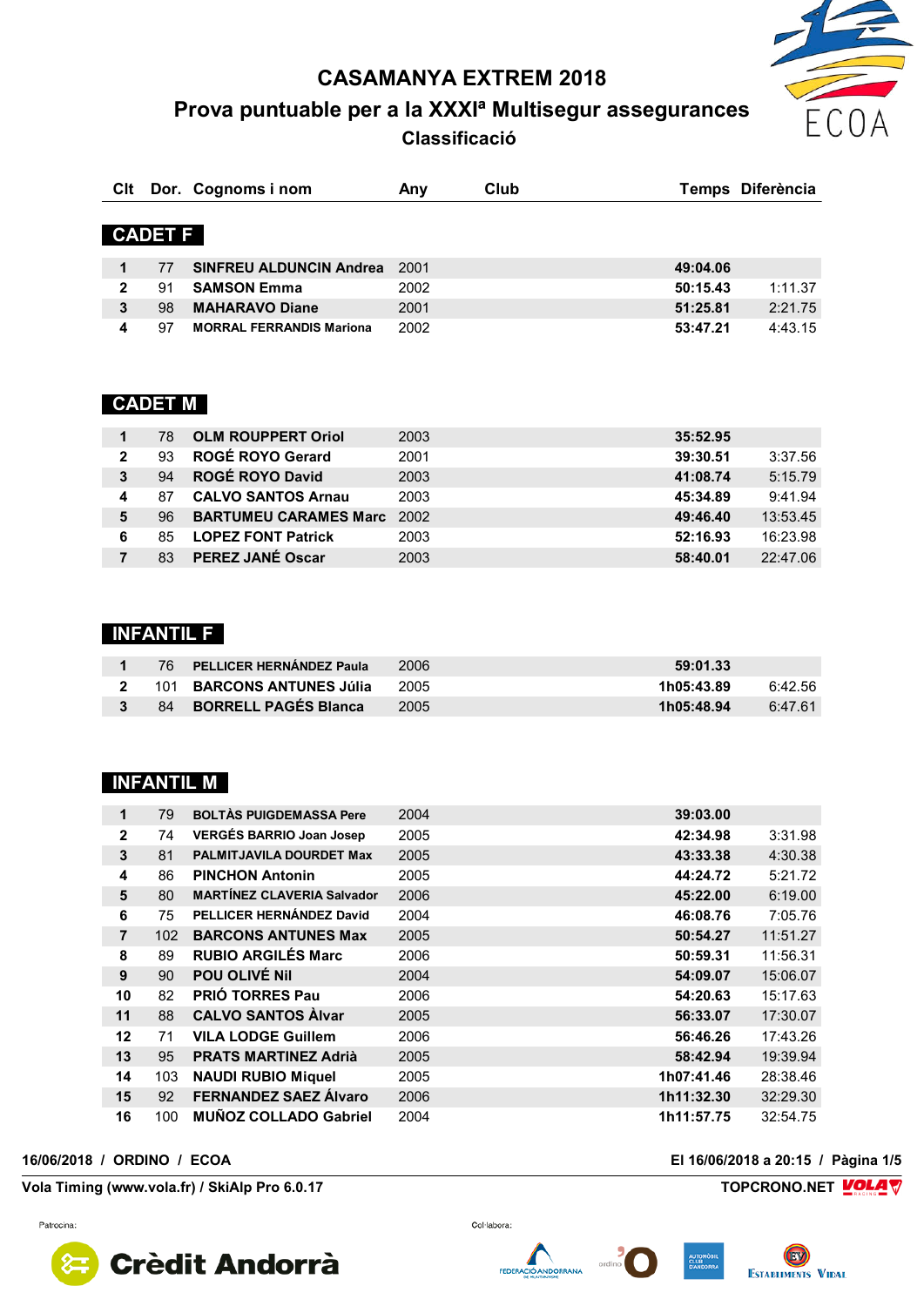# CASAMANYA EXTREM 2018

## Prova puntuable per a la XXXIª Multisegur assegurances

### Classificació

| Clt | Dor. | Cognoms i nom | Any | Club | Temps | Diferència |
|---|---|---|---|---|---|---|

**CADET F**

| Clt | Dor. | Cognoms i nom | Any | Club | Temps | Diferència |
|---|---|---|---|---|---|---|
| 1 | 77 | SINFREU ALDUNCIN Andrea | 2001 | | 49:04.06 | |
| 2 | 91 | SAMSON Emma | 2002 | | 50:15.43 | 1:11.37 |
| 3 | 98 | MAHARAVO Diane | 2001 | | 51:25.81 | 2:21.75 |
| 4 | 97 | MORRAL FERRANDIS Mariona | 2002 | | 53:47.21 | 4:43.15 |

**CADET M**

| Clt | Dor. | Cognoms i nom | Any | Club | Temps | Diferència |
|---|---|---|---|---|---|---|
| 1 | 78 | OLM ROUPPERT Oriol | 2003 | | 35:52.95 | |
| 2 | 93 | ROGÉ ROYO Gerard | 2001 | | 39:30.51 | 3:37.56 |
| 3 | 94 | ROGÉ ROYO David | 2003 | | 41:08.74 | 5:15.79 |
| 4 | 87 | CALVO SANTOS Arnau | 2003 | | 45:34.89 | 9:41.94 |
| 5 | 96 | BARTUMEU CARAMES Marc | 2002 | | 49:46.40 | 13:53.45 |
| 6 | 85 | LOPEZ FONT Patrick | 2003 | | 52:16.93 | 16:23.98 |
| 7 | 83 | PEREZ JANÉ Oscar | 2003 | | 58:40.01 | 22:47.06 |

**INFANTIL F**

| Clt | Dor. | Cognoms i nom | Any | Club | Temps | Diferència |
|---|---|---|---|---|---|---|
| 1 | 76 | PELLICER HERNÁNDEZ Paula | 2006 | | 59:01.33 | |
| 2 | 101 | BARCONS ANTUNES Júlia | 2005 | | 1h05:43.89 | 6:42.56 |
| 3 | 84 | BORRELL PAGÉS Blanca | 2005 | | 1h05:48.94 | 6:47.61 |

**INFANTIL M**

| Clt | Dor. | Cognoms i nom | Any | Club | Temps | Diferència |
|---|---|---|---|---|---|---|
| 1 | 79 | BOLTÀS PUIGDEMASSA Pere | 2004 | | 39:03.00 | |
| 2 | 74 | VERGÉS BARRIO Joan Josep | 2005 | | 42:34.98 | 3:31.98 |
| 3 | 81 | PALMITJAVILA DOURDET Max | 2005 | | 43:33.38 | 4:30.38 |
| 4 | 86 | PINCHON Antonin | 2005 | | 44:24.72 | 5:21.72 |
| 5 | 80 | MARTÍNEZ CLAVERIA Salvador | 2006 | | 45:22.00 | 6:19.00 |
| 6 | 75 | PELLICER HERNÁNDEZ David | 2004 | | 46:08.76 | 7:05.76 |
| 7 | 102 | BARCONS ANTUNES Max | 2005 | | 50:54.27 | 11:51.27 |
| 8 | 89 | RUBIO ARGILÉS Marc | 2006 | | 50:59.31 | 11:56.31 |
| 9 | 90 | POU OLIVÉ Nil | 2004 | | 54:09.07 | 15:06.07 |
| 10 | 82 | PRIÓ TORRES Pau | 2006 | | 54:20.63 | 15:17.63 |
| 11 | 88 | CALVO SANTOS Àlvar | 2005 | | 56:33.07 | 17:30.07 |
| 12 | 71 | VILA LODGE Guillem | 2006 | | 56:46.26 | 17:43.26 |
| 13 | 95 | PRATS MARTINEZ Adrià | 2005 | | 58:42.94 | 19:39.94 |
| 14 | 103 | NAUDI RUBIO Miquel | 2005 | | 1h07:41.46 | 28:38.46 |
| 15 | 92 | FERNANDEZ SAEZ Álvaro | 2006 | | 1h11:32.30 | 32:29.30 |
| 16 | 100 | MUÑOZ COLLADO Gabriel | 2004 | | 1h11:57.75 | 32:54.75 |

16/06/2018 / ORDINO / ECOA — El 16/06/2018 a 20:15

Vola Timing (www.vola.fr) / SkiAlp Pro 6.0.17 — TOPCRONO.NET

Patrocina: Crèdit Andorrà

Col·labora: Federació Andorrana de Muntanyisme, Ordino, Automòbil Club d'Andorra, Establiments Vidal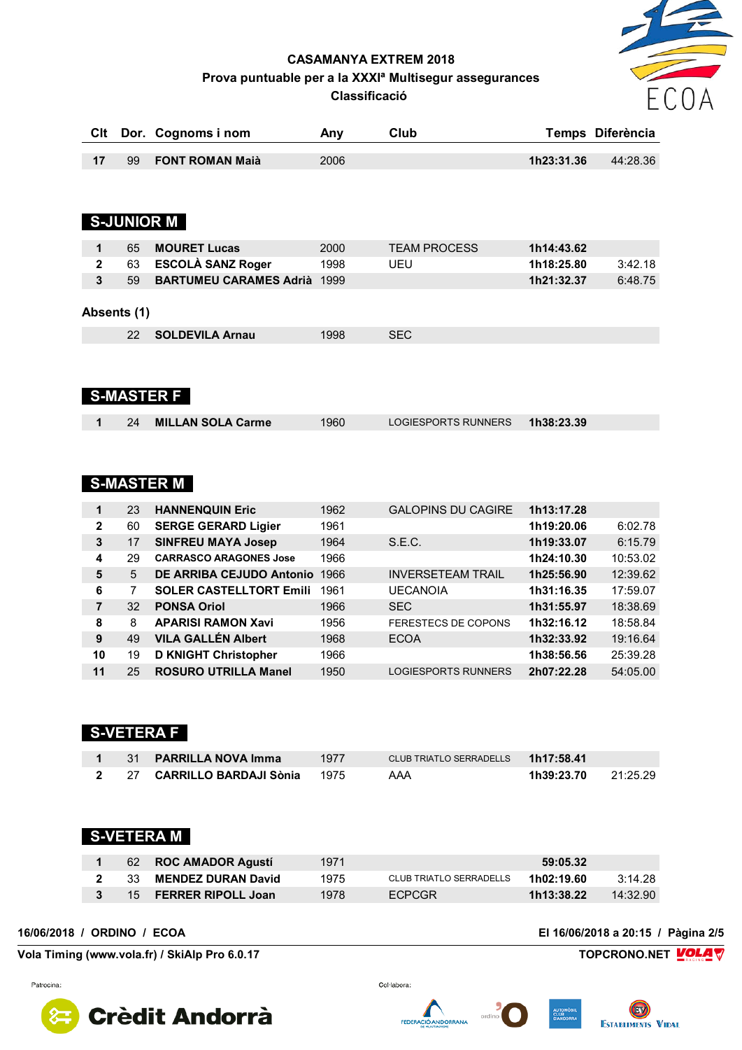**CASAMANYA EXTREM 2018**
**Prova puntuable per a la XXXIª Multisegur assegurances**
**Classificació**

| Clt | Dor. | Cognoms i nom | Any | Club | Temps | Diferència |
|---|---|---|---|---|---|---|
| 17 | 99 | FONT ROMAN Maià | 2006 | | 1h23:31.36 | 44:28.36 |

## S-JUNIOR M

| Clt | Dor. | Cognoms i nom | Any | Club | Temps | Diferència |
|---|---|---|---|---|---|---|
| 1 | 65 | MOURET Lucas | 2000 | TEAM PROCESS | 1h14:43.62 | |
| 2 | 63 | ESCOLÀ SANZ Roger | 1998 | UEU | 1h18:25.80 | 3:42.18 |
| 3 | 59 | BARTUMEU CARAMES Adrià | 1999 | | 1h21:32.37 | 6:48.75 |

**Absents (1)**

| Clt | Dor. | Cognoms i nom | Any | Club | Temps | Diferència |
|---|---|---|---|---|---|---|
| | 22 | SOLDEVILA Arnau | 1998 | SEC | | |

## S-MASTER F

| Clt | Dor. | Cognoms i nom | Any | Club | Temps | Diferència |
|---|---|---|---|---|---|---|
| 1 | 24 | MILLAN SOLA Carme | 1960 | LOGIESPORTS RUNNERS | 1h38:23.39 | |

## S-MASTER M

| Clt | Dor. | Cognoms i nom | Any | Club | Temps | Diferència |
|---|---|---|---|---|---|---|
| 1 | 23 | HANNENQUIN Eric | 1962 | GALOPINS DU CAGIRE | 1h13:17.28 | |
| 2 | 60 | SERGE GERARD Ligier | 1961 | | 1h19:20.06 | 6:02.78 |
| 3 | 17 | SINFREU MAYA Josep | 1964 | S.E.C. | 1h19:33.07 | 6:15.79 |
| 4 | 29 | CARRASCO ARAGONES Jose | 1966 | | 1h24:10.30 | 10:53.02 |
| 5 | 5 | DE ARRIBA CEJUDO Antonio | 1966 | INVERSETEAM TRAIL | 1h25:56.90 | 12:39.62 |
| 6 | 7 | SOLER CASTELLTORT Emili | 1961 | UECANOIA | 1h31:16.35 | 17:59.07 |
| 7 | 32 | PONSA Oriol | 1966 | SEC | 1h31:55.97 | 18:38.69 |
| 8 | 8 | APARISI RAMON Xavi | 1956 | FERESTECS DE COPONS | 1h32:16.12 | 18:58.84 |
| 9 | 49 | VILA GALLÉN Albert | 1968 | ECOA | 1h32:33.92 | 19:16.64 |
| 10 | 19 | D KNIGHT Christopher | 1966 | | 1h38:56.56 | 25:39.28 |
| 11 | 25 | ROSURO UTRILLA Manel | 1950 | LOGIESPORTS RUNNERS | 2h07:22.28 | 54:05.00 |

## S-VETERA F

| Clt | Dor. | Cognoms i nom | Any | Club | Temps | Diferència |
|---|---|---|---|---|---|---|
| 1 | 31 | PARRILLA NOVA Imma | 1977 | CLUB TRIATLO SERRADELLS | 1h17:58.41 | |
| 2 | 27 | CARRILLO BARDAJI Sònia | 1975 | AAA | 1h39:23.70 | 21:25.29 |

## S-VETERA M

| Clt | Dor. | Cognoms i nom | Any | Club | Temps | Diferència |
|---|---|---|---|---|---|---|
| 1 | 62 | ROC AMADOR Agustí | 1971 | | 59:05.32 | |
| 2 | 33 | MENDEZ DURAN David | 1975 | CLUB TRIATLO SERRADELLS | 1h02:19.60 | 3:14.28 |
| 3 | 15 | FERRER RIPOLL Joan | 1978 | ECPCGR | 1h13:38.22 | 14:32.90 |

16/06/2018 / ORDINO / ECOA — El 16/06/2018 a 20:15

Vola Timing (www.vola.fr) / SkiAlp Pro 6.0.17 — TOPCRONO.NET

Patrocina: Crèdit Andorrà

Col·labora: Federació Andorrana de Muntanyisme, Ordino, Automòbil Club d'Andorra, Establiments Vidal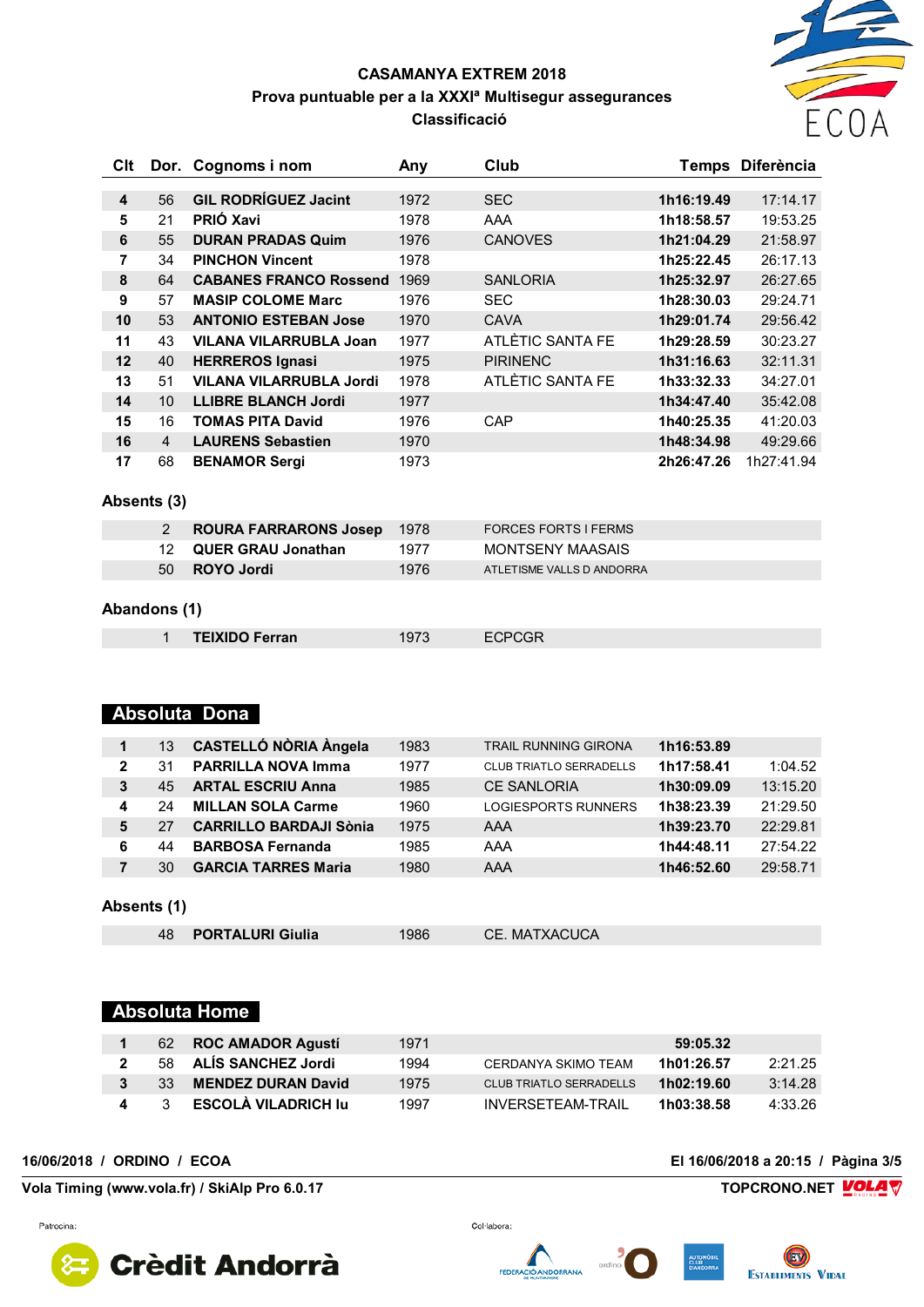# CASAMANYA EXTREM 2018

**Prova puntuable per a la XXXIª Multisegur assegurances**

**Classificació**

| Clt | Dor. | Cognoms i nom | Any | Club | Temps | Diferència |
|---|---|---|---|---|---|---|
| 4 | 56 | **GIL RODRÍGUEZ Jacint** | 1972 | SEC | **1h16:19.49** | 17:14.17 |
| 5 | 21 | **PRIÓ Xavi** | 1978 | AAA | **1h18:58.57** | 19:53.25 |
| 6 | 55 | **DURAN PRADAS Quim** | 1976 | CANOVES | **1h21:04.29** | 21:58.97 |
| 7 | 34 | **PINCHON Vincent** | 1978 | | **1h25:22.45** | 26:17.13 |
| 8 | 64 | **CABANES FRANCO Rossend** | 1969 | SANLORIA | **1h25:32.97** | 26:27.65 |
| 9 | 57 | **MASIP COLOME Marc** | 1976 | SEC | **1h28:30.03** | 29:24.71 |
| 10 | 53 | **ANTONIO ESTEBAN Jose** | 1970 | CAVA | **1h29:01.74** | 29:56.42 |
| 11 | 43 | **VILANA VILARRUBLA Joan** | 1977 | ATLÈTIC SANTA FE | **1h29:28.59** | 30:23.27 |
| 12 | 40 | **HERREROS Ignasi** | 1975 | PIRINENC | **1h31:16.63** | 32:11.31 |
| 13 | 51 | **VILANA VILARRUBLA Jordi** | 1978 | ATLÈTIC SANTA FE | **1h33:32.33** | 34:27.01 |
| 14 | 10 | **LLIBRE BLANCH Jordi** | 1977 | | **1h34:47.40** | 35:42.08 |
| 15 | 16 | **TOMAS PITA David** | 1976 | CAP | **1h40:25.35** | 41:20.03 |
| 16 | 4 | **LAURENS Sebastien** | 1970 | | **1h48:34.98** | 49:29.66 |
| 17 | 68 | **BENAMOR Sergi** | 1973 | | **2h26:47.26** | 1h27:41.94 |

### Absents (3)

| Dor. | Cognoms i nom | Any | Club |
|---|---|---|---|
| 2 | **ROURA FARRARONS Josep** | 1978 | FORCES FORTS I FERMS |
| 12 | **QUER GRAU Jonathan** | 1977 | MONTSENY MAASAIS |
| 50 | **ROYO Jordi** | 1976 | ATLETISME VALLS D ANDORRA |

### Abandons (1)

| Dor. | Cognoms i nom | Any | Club |
|---|---|---|---|
| 1 | **TEIXIDO Ferran** | 1973 | ECPCGR |

## Absoluta Dona

| Clt | Dor. | Cognoms i nom | Any | Club | Temps | Diferència |
|---|---|---|---|---|---|---|
| 1 | 13 | **CASTELLÓ NÒRIA Àngela** | 1983 | TRAIL RUNNING GIRONA | **1h16:53.89** | |
| 2 | 31 | **PARRILLA NOVA Imma** | 1977 | CLUB TRIATLO SERRADELLS | **1h17:58.41** | 1:04.52 |
| 3 | 45 | **ARTAL ESCRIU Anna** | 1985 | CE SANLORIA | **1h30:09.09** | 13:15.20 |
| 4 | 24 | **MILLAN SOLA Carme** | 1960 | LOGIESPORTS RUNNERS | **1h38:23.39** | 21:29.50 |
| 5 | 27 | **CARRILLO BARDAJI Sònia** | 1975 | AAA | **1h39:23.70** | 22:29.81 |
| 6 | 44 | **BARBOSA Fernanda** | 1985 | AAA | **1h44:48.11** | 27:54.22 |
| 7 | 30 | **GARCIA TARRES Maria** | 1980 | AAA | **1h46:52.60** | 29:58.71 |

### Absents (1)

| Dor. | Cognoms i nom | Any | Club |
|---|---|---|---|
| 48 | **PORTALURI Giulia** | 1986 | CE. MATXACUCA |

## Absoluta Home

| Clt | Dor. | Cognoms i nom | Any | Club | Temps | Diferència |
|---|---|---|---|---|---|---|
| 1 | 62 | **ROC AMADOR Agustí** | 1971 | | **59:05.32** | |
| 2 | 58 | **ALÍS SANCHEZ Jordi** | 1994 | CERDANYA SKIMO TEAM | **1h01:26.57** | 2:21.25 |
| 3 | 33 | **MENDEZ DURAN David** | 1975 | CLUB TRIATLO SERRADELLS | **1h02:19.60** | 3:14.28 |
| 4 | 3 | **ESCOLÀ VILADRICH Iu** | 1997 | INVERSETEAM-TRAIL | **1h03:38.58** | 4:33.26 |

**16/06/2018 / ORDINO / ECOA** — **El 16/06/2018 a 20:15**

**Vola Timing (www.vola.fr) / SkiAlp Pro 6.0.17** — **TOPCRONO.NET**

Patrocina: Crèdit Andorrà

Col·labora: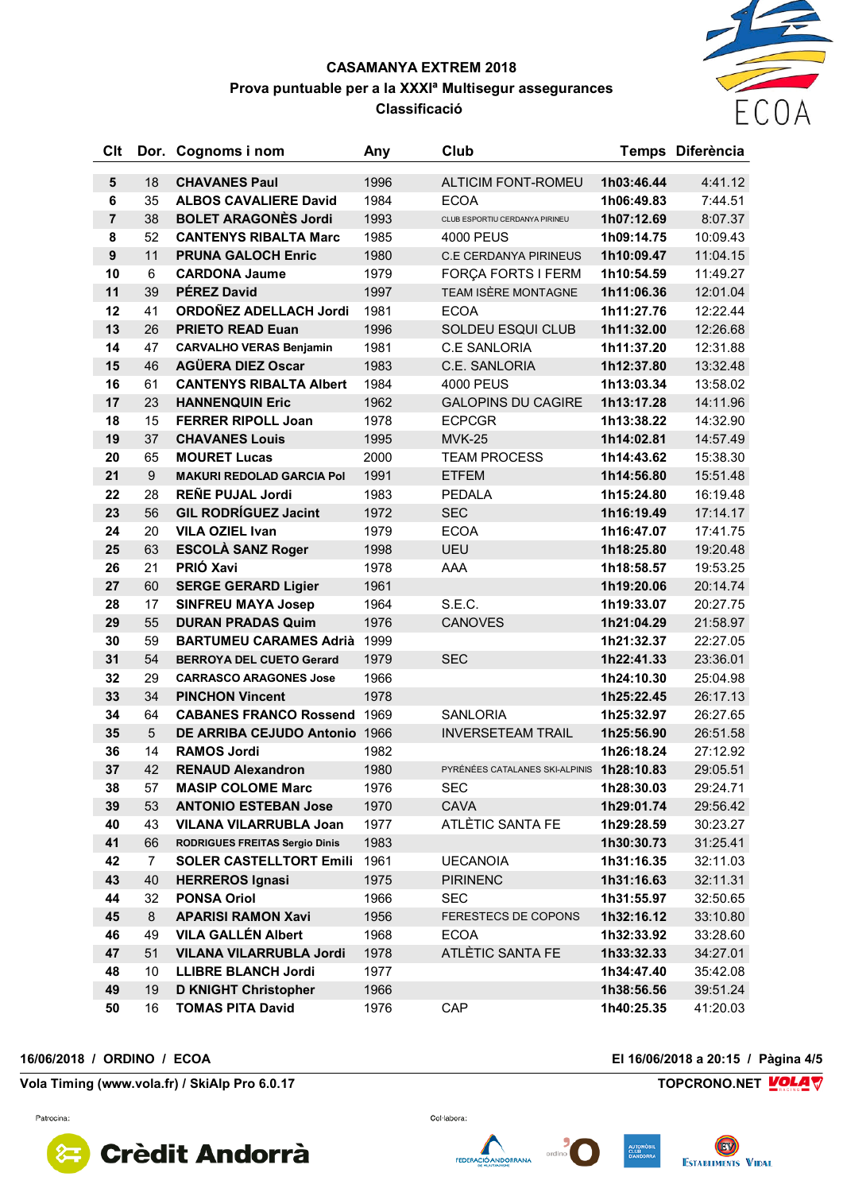**CASAMANYA EXTREM 2018**
**Prova puntuable per a la XXXIª Multisegur assegurances**
**Classificació**

| Clt | Dor. | Cognoms i nom | Any | Club | Temps | Diferència |
|---|---|---|---|---|---|---|
| 5 | 18 | CHAVANES Paul | 1996 | ALTICIM FONT-ROMEU | 1h03:46.44 | 4:41.12 |
| 6 | 35 | ALBOS CAVALIERE David | 1984 | ECOA | 1h06:49.83 | 7:44.51 |
| 7 | 38 | BOLET ARAGONÈS Jordi | 1993 | CLUB ESPORTIU CERDANYA PIRINEU | 1h07:12.69 | 8:07.37 |
| 8 | 52 | CANTENYS RIBALTA Marc | 1985 | 4000 PEUS | 1h09:14.75 | 10:09.43 |
| 9 | 11 | PRUNA GALOCH Enric | 1980 | C.E CERDANYA PIRINEUS | 1h10:09.47 | 11:04.15 |
| 10 | 6 | CARDONA Jaume | 1979 | FORÇA FORTS I FERM | 1h10:54.59 | 11:49.27 |
| 11 | 39 | PÉREZ David | 1997 | TEAM ISÈRE MONTAGNE | 1h11:06.36 | 12:01.04 |
| 12 | 41 | ORDOÑEZ ADELLACH Jordi | 1981 | ECOA | 1h11:27.76 | 12:22.44 |
| 13 | 26 | PRIETO READ Euan | 1996 | SOLDEU ESQUI CLUB | 1h11:32.00 | 12:26.68 |
| 14 | 47 | CARVALHO VERAS Benjamin | 1981 | C.E SANLORIA | 1h11:37.20 | 12:31.88 |
| 15 | 46 | AGÜERA DIEZ Oscar | 1983 | C.E. SANLORIA | 1h12:37.80 | 13:32.48 |
| 16 | 61 | CANTENYS RIBALTA Albert | 1984 | 4000 PEUS | 1h13:03.34 | 13:58.02 |
| 17 | 23 | HANNENQUIN Eric | 1962 | GALOPINS DU CAGIRE | 1h13:17.28 | 14:11.96 |
| 18 | 15 | FERRER RIPOLL Joan | 1978 | ECPCGR | 1h13:38.22 | 14:32.90 |
| 19 | 37 | CHAVANES Louis | 1995 | MVK-25 | 1h14:02.81 | 14:57.49 |
| 20 | 65 | MOURET Lucas | 2000 | TEAM PROCESS | 1h14:43.62 | 15:38.30 |
| 21 | 9 | MAKURI REDOLAD GARCIA Pol | 1991 | ETFEM | 1h14:56.80 | 15:51.48 |
| 22 | 28 | REÑE PUJAL Jordi | 1983 | PEDALA | 1h15:24.80 | 16:19.48 |
| 23 | 56 | GIL RODRÍGUEZ Jacint | 1972 | SEC | 1h16:19.49 | 17:14.17 |
| 24 | 20 | VILA OZIEL Ivan | 1979 | ECOA | 1h16:47.07 | 17:41.75 |
| 25 | 63 | ESCOLÀ SANZ Roger | 1998 | UEU | 1h18:25.80 | 19:20.48 |
| 26 | 21 | PRIÓ Xavi | 1978 | AAA | 1h18:58.57 | 19:53.25 |
| 27 | 60 | SERGE GERARD Ligier | 1961 | | 1h19:20.06 | 20:14.74 |
| 28 | 17 | SINFREU MAYA Josep | 1964 | S.E.C. | 1h19:33.07 | 20:27.75 |
| 29 | 55 | DURAN PRADAS Quim | 1976 | CANOVES | 1h21:04.29 | 21:58.97 |
| 30 | 59 | BARTUMEU CARAMES Adrià | 1999 | | 1h21:32.37 | 22:27.05 |
| 31 | 54 | BERROYA DEL CUETO Gerard | 1979 | SEC | 1h22:41.33 | 23:36.01 |
| 32 | 29 | CARRASCO ARAGONES Jose | 1966 | | 1h24:10.30 | 25:04.98 |
| 33 | 34 | PINCHON Vincent | 1978 | | 1h25:22.45 | 26:17.13 |
| 34 | 64 | CABANES FRANCO Rossend | 1969 | SANLORIA | 1h25:32.97 | 26:27.65 |
| 35 | 5 | DE ARRIBA CEJUDO Antonio | 1966 | INVERSETEAM TRAIL | 1h25:56.90 | 26:51.58 |
| 36 | 14 | RAMOS Jordi | 1982 | | 1h26:18.24 | 27:12.92 |
| 37 | 42 | RENAUD Alexandron | 1980 | PYRÉNÉES CATALANES SKI-ALPINIS | 1h28:10.83 | 29:05.51 |
| 38 | 57 | MASIP COLOME Marc | 1976 | SEC | 1h28:30.03 | 29:24.71 |
| 39 | 53 | ANTONIO ESTEBAN Jose | 1970 | CAVA | 1h29:01.74 | 29:56.42 |
| 40 | 43 | VILANA VILARRUBLA Joan | 1977 | ATLÈTIC SANTA FE | 1h29:28.59 | 30:23.27 |
| 41 | 66 | RODRIGUES FREITAS Sergio Dinis | 1983 | | 1h30:30.73 | 31:25.41 |
| 42 | 7 | SOLER CASTELLTORT Emili | 1961 | UECANOIA | 1h31:16.35 | 32:11.03 |
| 43 | 40 | HERREROS Ignasi | 1975 | PIRINENC | 1h31:16.63 | 32:11.31 |
| 44 | 32 | PONSA Oriol | 1966 | SEC | 1h31:55.97 | 32:50.65 |
| 45 | 8 | APARISI RAMON Xavi | 1956 | FERESTECS DE COPONS | 1h32:16.12 | 33:10.80 |
| 46 | 49 | VILA GALLÉN Albert | 1968 | ECOA | 1h32:33.92 | 33:28.60 |
| 47 | 51 | VILANA VILARRUBLA Jordi | 1978 | ATLÈTIC SANTA FE | 1h33:32.33 | 34:27.01 |
| 48 | 10 | LLIBRE BLANCH Jordi | 1977 | | 1h34:47.40 | 35:42.08 |
| 49 | 19 | D KNIGHT Christopher | 1966 | | 1h38:56.56 | 39:51.24 |
| 50 | 16 | TOMAS PITA David | 1976 | CAP | 1h40:25.35 | 41:20.03 |

**16/06/2018 / ORDINO / ECOA** — **El 16/06/2018 a 20:15 / Pàgina 4/5**

**Vola Timing (www.vola.fr) / SkiAlp Pro 6.0.17** — **TOPCRONO.NET**

Patrocina: Crèdit Andorrà

Col·labora: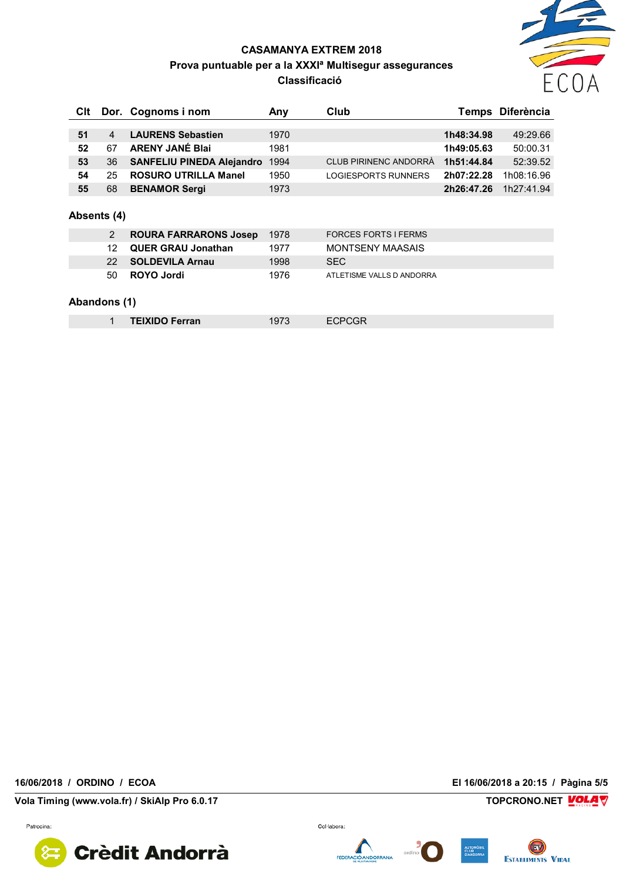**CASAMANYA EXTREM 2018**
**Prova puntuable per a la XXXIª Multisegur assegurances**
**Classificació**

| Clt | Dor. | Cognoms i nom | Any | Club | Temps | Diferència |
|---|---|---|---|---|---|---|
| **51** | 4 | **LAURENS Sebastien** | 1970 | | **1h48:34.98** | 49:29.66 |
| **52** | 67 | **ARENY JANÉ Blai** | 1981 | | **1h49:05.63** | 50:00.31 |
| **53** | 36 | **SANFELIU PINEDA Alejandro** | 1994 | CLUB PIRINENC ANDORRÀ | **1h51:44.84** | 52:39.52 |
| **54** | 25 | **ROSURO UTRILLA Manel** | 1950 | LOGIESPORTS RUNNERS | **2h07:22.28** | 1h08:16.96 |
| **55** | 68 | **BENAMOR Sergi** | 1973 | | **2h26:47.26** | 1h27:41.94 |

**Absents (4)**

| | Dor. | Cognoms i nom | Any | Club |
|---|---|---|---|---|
| | 2 | **ROURA FARRARONS Josep** | 1978 | FORCES FORTS I FERMS |
| | 12 | **QUER GRAU Jonathan** | 1977 | MONTSENY MAASAIS |
| | 22 | **SOLDEVILA Arnau** | 1998 | SEC |
| | 50 | **ROYO Jordi** | 1976 | ATLETISME VALLS D ANDORRA |

**Abandons (1)**

| | Dor. | Cognoms i nom | Any | Club |
|---|---|---|---|---|
| | 1 | **TEIXIDO Ferran** | 1973 | ECPCGR |

**16/06/2018 / ORDINO / ECOA**

**Vola Timing (www.vola.fr) / SkiAlp Pro 6.0.17**

**TOPCRONO.NET**

Patrocina:

Col·labora: